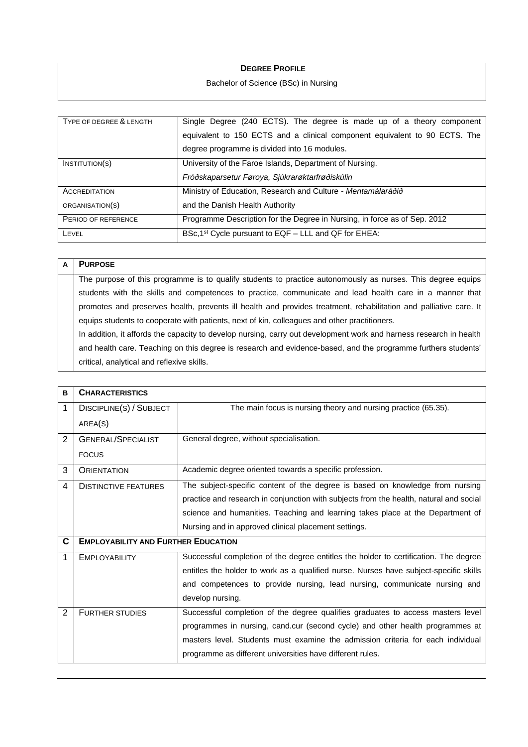| **DEGREE PROFILE** |
|---|
| Bachelor of Science (BSc) in Nursing |

| | |
|---|---|
| TYPE OF DEGREE & LENGTH | Single Degree (240 ECTS). The degree is made up of a theory component equivalent to 150 ECTS and a clinical component equivalent to 90 ECTS. The degree programme is divided into 16 modules. |
| INSTITUTION(S) | University of the Faroe Islands, Department of Nursing. *Fróðskaparsetur Føroya, Sjúkrarøktarfrøðiskúlin* |
| ACCREDITATION ORGANISATION(S) | Ministry of Education, Research and Culture - *Mentamálaráðið* and the Danish Health Authority |
| PERIOD OF REFERENCE | Programme Description for the Degree in Nursing, in force as of Sep. 2012 |
| LEVEL | BSc,1st Cycle pursuant to EQF – LLL and QF for EHEA: |

| **A** | **PURPOSE** |
|---|---|
| | The purpose of this programme is to qualify students to practice autonomously as nurses. This degree equips students with the skills and competences to practice, communicate and lead health care in a manner that promotes and preserves health, prevents ill health and provides treatment, rehabilitation and palliative care. It equips students to cooperate with patients, next of kin, colleagues and other practitioners. In addition, it affords the capacity to develop nursing, carry out development work and harness research in health and health care. Teaching on this degree is research and evidence-based, and the programme furthers students' critical, analytical and reflexive skills. |

| **B** | **CHARACTERISTICS** | |
|---|---|---|
| 1 | DISCIPLINE(S) / SUBJECT AREA(S) | The main focus is nursing theory and nursing practice (65.35). |
| 2 | GENERAL/SPECIALIST FOCUS | General degree, without specialisation. |
| 3 | ORIENTATION | Academic degree oriented towards a specific profession. |
| 4 | DISTINCTIVE FEATURES | The subject-specific content of the degree is based on knowledge from nursing practice and research in conjunction with subjects from the health, natural and social science and humanities. Teaching and learning takes place at the Department of Nursing and in approved clinical placement settings. |
| **C** | **EMPLOYABILITY AND FURTHER EDUCATION** | |
| 1 | EMPLOYABILITY | Successful completion of the degree entitles the holder to certification. The degree entitles the holder to work as a qualified nurse. Nurses have subject-specific skills and competences to provide nursing, lead nursing, communicate nursing and develop nursing. |
| 2 | FURTHER STUDIES | Successful completion of the degree qualifies graduates to access masters level programmes in nursing, cand.cur (second cycle) and other health programmes at masters level. Students must examine the admission criteria for each individual programme as different universities have different rules. |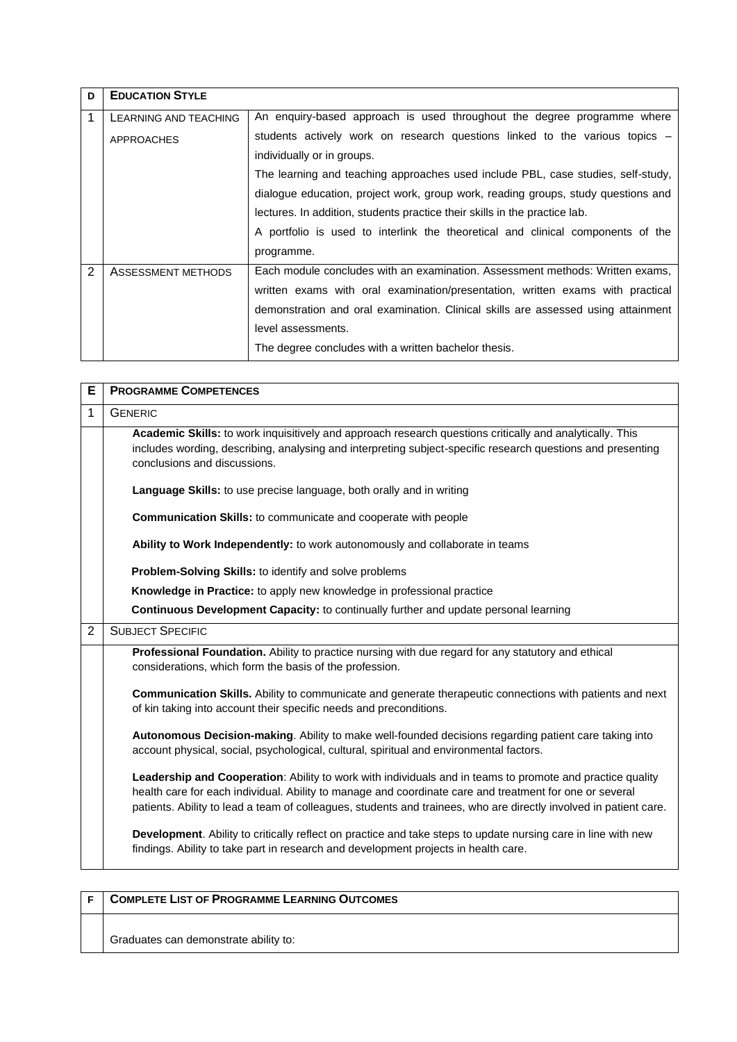| D | EDUCATION STYLE | |
|---|---|---|
| 1 | LEARNING AND TEACHING APPROACHES | An enquiry-based approach is used throughout the degree programme where students actively work on research questions linked to the various topics – individually or in groups.<br>The learning and teaching approaches used include PBL, case studies, self-study, dialogue education, project work, group work, reading groups, study questions and lectures. In addition, students practice their skills in the practice lab.<br>A portfolio is used to interlink the theoretical and clinical components of the programme. |
| 2 | ASSESSMENT METHODS | Each module concludes with an examination. Assessment methods: Written exams, written exams with oral examination/presentation, written exams with practical demonstration and oral examination. Clinical skills are assessed using attainment level assessments.<br>The degree concludes with a written bachelor thesis. |

| E | PROGRAMME COMPETENCES |
|---|---|
| 1 | GENERIC |
| | **Academic Skills:** to work inquisitively and approach research questions critically and analytically. This includes wording, describing, analysing and interpreting subject-specific research questions and presenting conclusions and discussions.<br><br>**Language Skills:** to use precise language, both orally and in writing<br><br>**Communication Skills:** to communicate and cooperate with people<br><br>**Ability to Work Independently:** to work autonomously and collaborate in teams<br><br>**Problem-Solving Skills:** to identify and solve problems<br><br>**Knowledge in Practice:** to apply new knowledge in professional practice<br><br>**Continuous Development Capacity:** to continually further and update personal learning |
| 2 | SUBJECT SPECIFIC |
| | **Professional Foundation.** Ability to practice nursing with due regard for any statutory and ethical considerations, which form the basis of the profession.<br><br>**Communication Skills.** Ability to communicate and generate therapeutic connections with patients and next of kin taking into account their specific needs and preconditions.<br><br>**Autonomous Decision-making**. Ability to make well-founded decisions regarding patient care taking into account physical, social, psychological, cultural, spiritual and environmental factors.<br><br>**Leadership and Cooperation**: Ability to work with individuals and in teams to promote and practice quality health care for each individual. Ability to manage and coordinate care and treatment for one or several patients. Ability to lead a team of colleagues, students and trainees, who are directly involved in patient care.<br><br>**Development**. Ability to critically reflect on practice and take steps to update nursing care in line with new findings. Ability to take part in research and development projects in health care. |

| F | COMPLETE LIST OF PROGRAMME LEARNING OUTCOMES |
|---|---|
| | Graduates can demonstrate ability to: |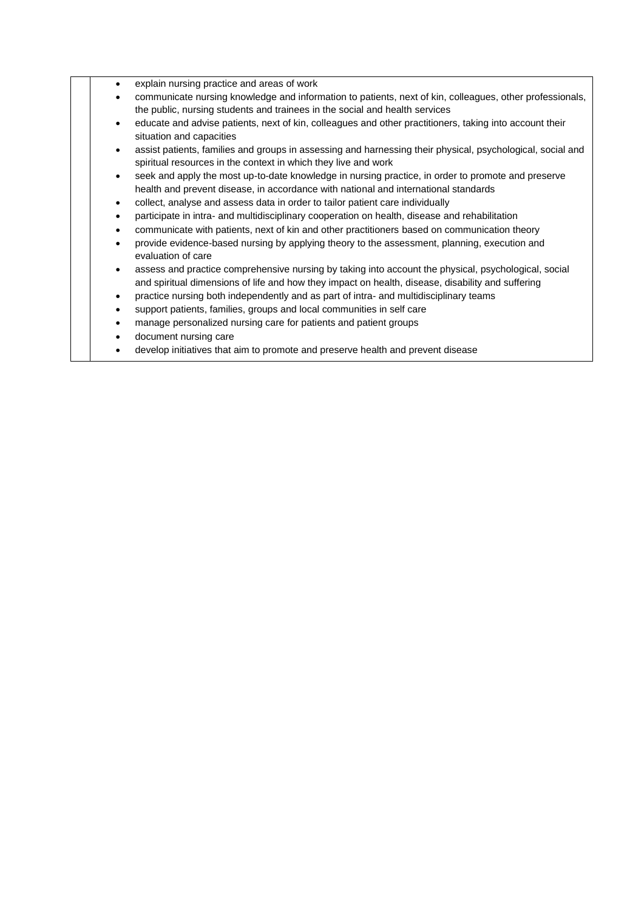| | |
|---|---|
| | <ul><li>explain nursing practice and areas of work</li><li>communicate nursing knowledge and information to patients, next of kin, colleagues, other professionals, the public, nursing students and trainees in the social and health services</li><li>educate and advise patients, next of kin, colleagues and other practitioners, taking into account their situation and capacities</li><li>assist patients, families and groups in assessing and harnessing their physical, psychological, social and spiritual resources in the context in which they live and work</li><li>seek and apply the most up-to-date knowledge in nursing practice, in order to promote and preserve health and prevent disease, in accordance with national and international standards</li><li>collect, analyse and assess data in order to tailor patient care individually</li><li>participate in intra- and multidisciplinary cooperation on health, disease and rehabilitation</li><li>communicate with patients, next of kin and other practitioners based on communication theory</li><li>provide evidence-based nursing by applying theory to the assessment, planning, execution and evaluation of care</li><li>assess and practice comprehensive nursing by taking into account the physical, psychological, social and spiritual dimensions of life and how they impact on health, disease, disability and suffering</li><li>practice nursing both independently and as part of intra- and multidisciplinary teams</li><li>support patients, families, groups and local communities in self care</li><li>manage personalized nursing care for patients and patient groups</li><li>document nursing care</li><li>develop initiatives that aim to promote and preserve health and prevent disease</li></ul> |